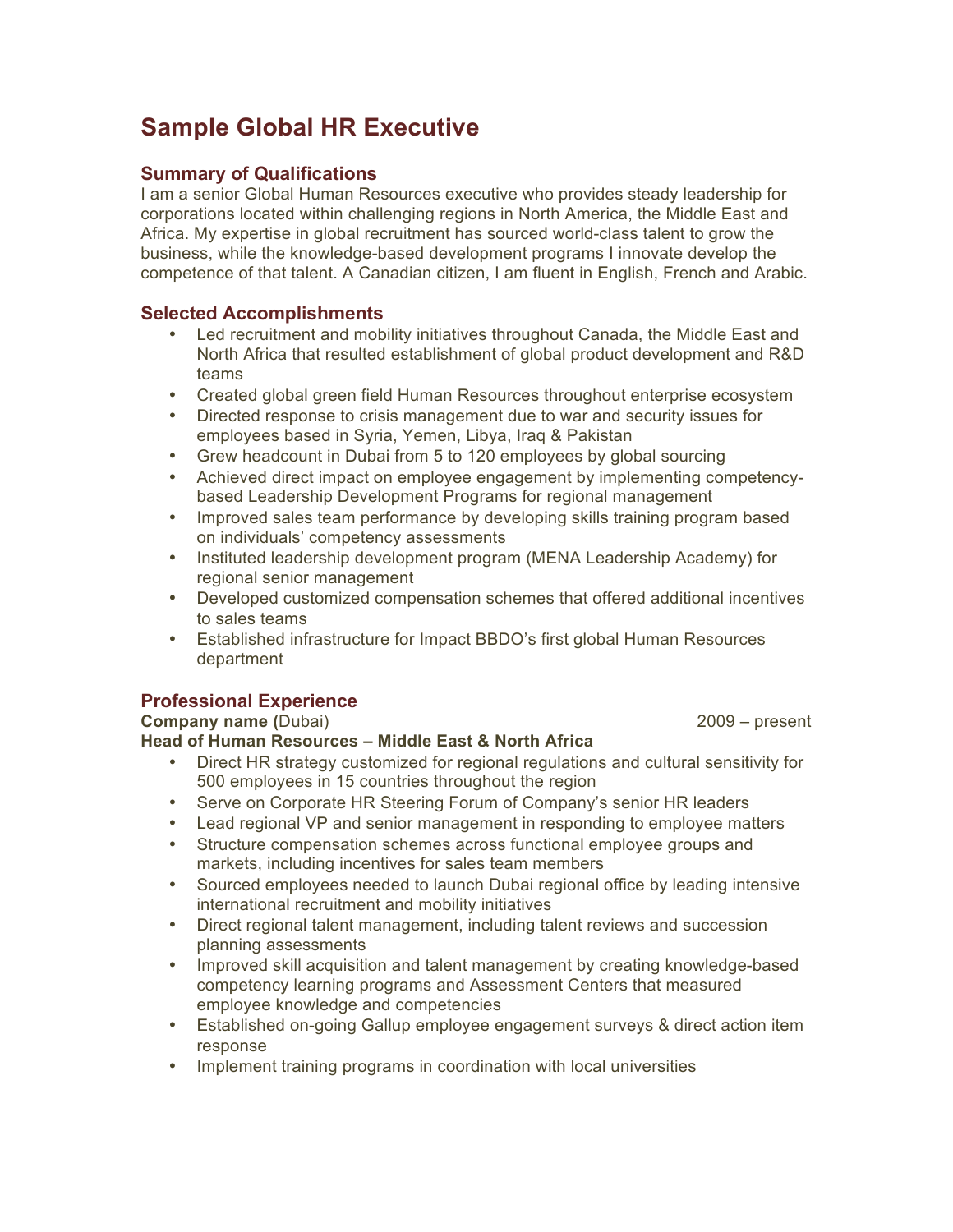# Sample Global HR Executive

## Summary of Qualifications

I am a senior Global Human Resources executive who provides steady leadership for corporations located within challenging regions in North America, the Middle East and Africa. My expertise in global recruitment has sourced world-class talent to grow the business, while the knowledge-based development programs I innovate develop the competence of that talent. A Canadian citizen, I am fluent in English, French and Arabic.

## Selected Accomplishments

- Led recruitment and mobility initiatives throughout Canada, the Middle East and North Africa that resulted establishment of global product development and R&D teams
- Created global green field Human Resources throughout enterprise ecosystem
- Directed response to crisis management due to war and security issues for employees based in Syria, Yemen, Libya, Iraq & Pakistan
- Grew headcount in Dubai from 5 to 120 employees by global sourcing
- Achieved direct impact on employee engagement by implementing competency-based Leadership Development Programs for regional management
- Improved sales team performance by developing skills training program based on individuals' competency assessments
- Instituted leadership development program (MENA Leadership Academy) for regional senior management
- Developed customized compensation schemes that offered additional incentives to sales teams
- Established infrastructure for Impact BBDO's first global Human Resources department

## Professional Experience

**Company name (**Dubai) 2009 – present

**Head of Human Resources – Middle East & North Africa**

- Direct HR strategy customized for regional regulations and cultural sensitivity for 500 employees in 15 countries throughout the region
- Serve on Corporate HR Steering Forum of Company's senior HR leaders
- Lead regional VP and senior management in responding to employee matters
- Structure compensation schemes across functional employee groups and markets, including incentives for sales team members
- Sourced employees needed to launch Dubai regional office by leading intensive international recruitment and mobility initiatives
- Direct regional talent management, including talent reviews and succession planning assessments
- Improved skill acquisition and talent management by creating knowledge-based competency learning programs and Assessment Centers that measured employee knowledge and competencies
- Established on-going Gallup employee engagement surveys & direct action item response
- Implement training programs in coordination with local universities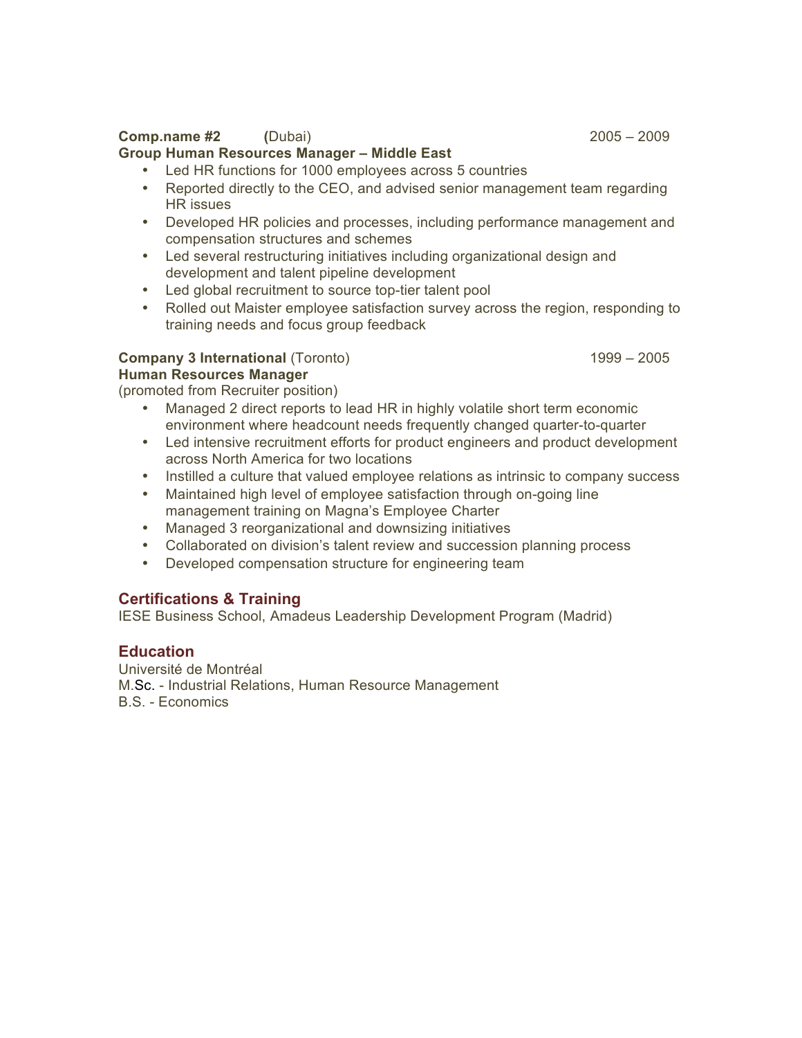**Comp.name #2** (Dubai) 2005 – 2009

**Group Human Resources Manager – Middle East**

- Led HR functions for 1000 employees across 5 countries
- Reported directly to the CEO, and advised senior management team regarding HR issues
- Developed HR policies and processes, including performance management and compensation structures and schemes
- Led several restructuring initiatives including organizational design and development and talent pipeline development
- Led global recruitment to source top-tier talent pool
- Rolled out Maister employee satisfaction survey across the region, responding to training needs and focus group feedback

**Company 3 International** (Toronto) 1999 – 2005

**Human Resources Manager**

(promoted from Recruiter position)

- Managed 2 direct reports to lead HR in highly volatile short term economic environment where headcount needs frequently changed quarter-to-quarter
- Led intensive recruitment efforts for product engineers and product development across North America for two locations
- Instilled a culture that valued employee relations as intrinsic to company success
- Maintained high level of employee satisfaction through on-going line management training on Magna's Employee Charter
- Managed 3 reorganizational and downsizing initiatives
- Collaborated on division's talent review and succession planning process
- Developed compensation structure for engineering team

## Certifications & Training

IESE Business School, Amadeus Leadership Development Program (Madrid)

## Education

Université de Montréal

M.Sc. - Industrial Relations, Human Resource Management

B.S. - Economics